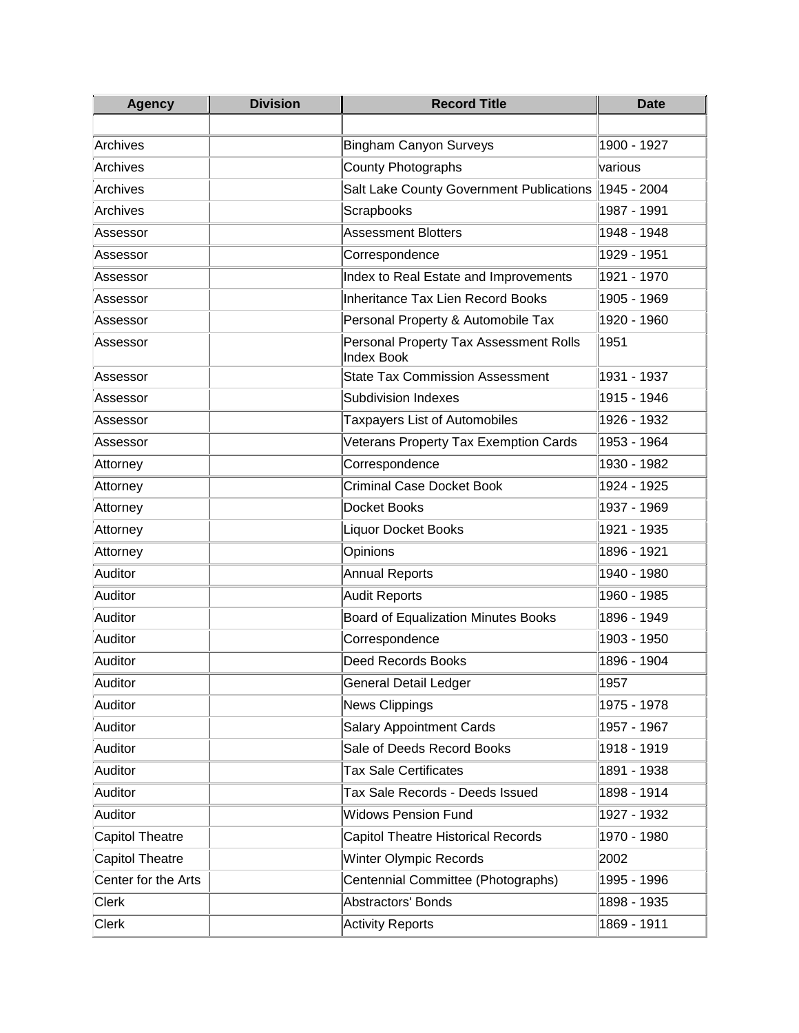| Agency | Division | Record Title | Date |
| --- | --- | --- | --- |
| | | | |
| Archives | | Bingham Canyon Surveys | 1900 - 1927 |
| Archives | | County Photographs | various |
| Archives | | Salt Lake County Government Publications | 1945 - 2004 |
| Archives | | Scrapbooks | 1987 - 1991 |
| Assessor | | Assessment Blotters | 1948 - 1948 |
| Assessor | | Correspondence | 1929 - 1951 |
| Assessor | | Index to Real Estate and Improvements | 1921 - 1970 |
| Assessor | | Inheritance Tax Lien Record Books | 1905 - 1969 |
| Assessor | | Personal Property & Automobile Tax | 1920 - 1960 |
| Assessor | | Personal Property Tax Assessment Rolls Index Book | 1951 |
| Assessor | | State Tax Commission Assessment | 1931 - 1937 |
| Assessor | | Subdivision Indexes | 1915 - 1946 |
| Assessor | | Taxpayers List of Automobiles | 1926 - 1932 |
| Assessor | | Veterans Property Tax Exemption Cards | 1953 - 1964 |
| Attorney | | Correspondence | 1930 - 1982 |
| Attorney | | Criminal Case Docket Book | 1924 - 1925 |
| Attorney | | Docket Books | 1937 - 1969 |
| Attorney | | Liquor Docket Books | 1921 - 1935 |
| Attorney | | Opinions | 1896 - 1921 |
| Auditor | | Annual Reports | 1940 - 1980 |
| Auditor | | Audit Reports | 1960 - 1985 |
| Auditor | | Board of Equalization Minutes Books | 1896 - 1949 |
| Auditor | | Correspondence | 1903 - 1950 |
| Auditor | | Deed Records Books | 1896 - 1904 |
| Auditor | | General Detail Ledger | 1957 |
| Auditor | | News Clippings | 1975 - 1978 |
| Auditor | | Salary Appointment Cards | 1957 - 1967 |
| Auditor | | Sale of Deeds Record Books | 1918 - 1919 |
| Auditor | | Tax Sale Certificates | 1891 - 1938 |
| Auditor | | Tax Sale Records - Deeds Issued | 1898 - 1914 |
| Auditor | | Widows Pension Fund | 1927 - 1932 |
| Capitol Theatre | | Capitol Theatre Historical Records | 1970 - 1980 |
| Capitol Theatre | | Winter Olympic Records | 2002 |
| Center for the Arts | | Centennial Committee (Photographs) | 1995 - 1996 |
| Clerk | | Abstractors' Bonds | 1898 - 1935 |
| Clerk | | Activity Reports | 1869 - 1911 |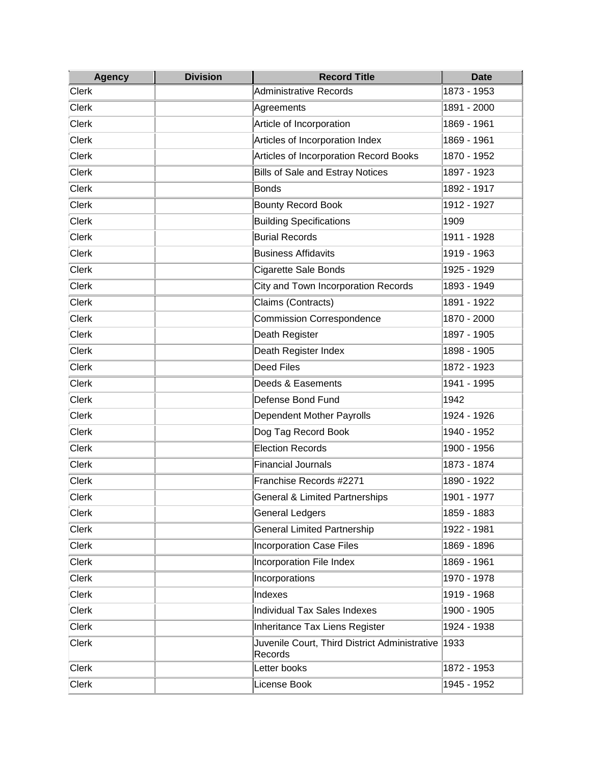| Agency | Division | Record Title | Date |
|---|---|---|---|
| Clerk | | Administrative Records | 1873 - 1953 |
| Clerk | | Agreements | 1891 - 2000 |
| Clerk | | Article of Incorporation | 1869 - 1961 |
| Clerk | | Articles of Incorporation Index | 1869 - 1961 |
| Clerk | | Articles of Incorporation Record Books | 1870 - 1952 |
| Clerk | | Bills of Sale and Estray Notices | 1897 - 1923 |
| Clerk | | Bonds | 1892 - 1917 |
| Clerk | | Bounty Record Book | 1912 - 1927 |
| Clerk | | Building Specifications | 1909 |
| Clerk | | Burial Records | 1911 - 1928 |
| Clerk | | Business Affidavits | 1919 - 1963 |
| Clerk | | Cigarette Sale Bonds | 1925 - 1929 |
| Clerk | | City and Town Incorporation Records | 1893 - 1949 |
| Clerk | | Claims (Contracts) | 1891 - 1922 |
| Clerk | | Commission Correspondence | 1870 - 2000 |
| Clerk | | Death Register | 1897 - 1905 |
| Clerk | | Death Register Index | 1898 - 1905 |
| Clerk | | Deed Files | 1872 - 1923 |
| Clerk | | Deeds & Easements | 1941 - 1995 |
| Clerk | | Defense Bond Fund | 1942 |
| Clerk | | Dependent Mother Payrolls | 1924 - 1926 |
| Clerk | | Dog Tag Record Book | 1940 - 1952 |
| Clerk | | Election Records | 1900 - 1956 |
| Clerk | | Financial Journals | 1873 - 1874 |
| Clerk | | Franchise Records #2271 | 1890 - 1922 |
| Clerk | | General & Limited Partnerships | 1901 - 1977 |
| Clerk | | General Ledgers | 1859 - 1883 |
| Clerk | | General Limited Partnership | 1922 - 1981 |
| Clerk | | Incorporation Case Files | 1869 - 1896 |
| Clerk | | Incorporation File Index | 1869 - 1961 |
| Clerk | | Incorporations | 1970 - 1978 |
| Clerk | | Indexes | 1919 - 1968 |
| Clerk | | Individual Tax Sales Indexes | 1900 - 1905 |
| Clerk | | Inheritance Tax Liens Register | 1924 - 1938 |
| Clerk | | Juvenile Court, Third District Administrative Records | 1933 |
| Clerk | | Letter books | 1872 - 1953 |
| Clerk | | License Book | 1945 - 1952 |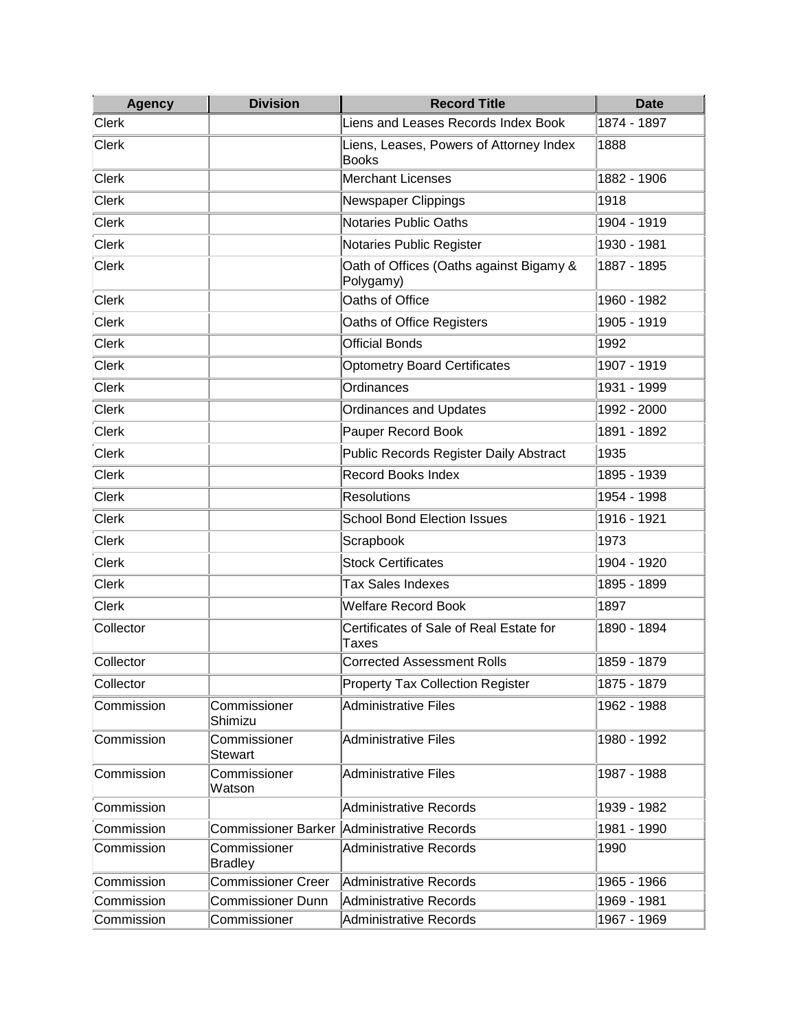| Agency | Division | Record Title | Date |
| --- | --- | --- | --- |
| Clerk | | Liens and Leases Records Index Book | 1874 - 1897 |
| Clerk | | Liens, Leases, Powers of Attorney Index Books | 1888 |
| Clerk | | Merchant Licenses | 1882 - 1906 |
| Clerk | | Newspaper Clippings | 1918 |
| Clerk | | Notaries Public Oaths | 1904 - 1919 |
| Clerk | | Notaries Public Register | 1930 - 1981 |
| Clerk | | Oath of Offices (Oaths against Bigamy & Polygamy) | 1887 - 1895 |
| Clerk | | Oaths of Office | 1960 - 1982 |
| Clerk | | Oaths of Office Registers | 1905 - 1919 |
| Clerk | | Official Bonds | 1992 |
| Clerk | | Optometry Board Certificates | 1907 - 1919 |
| Clerk | | Ordinances | 1931 - 1999 |
| Clerk | | Ordinances and Updates | 1992 - 2000 |
| Clerk | | Pauper Record Book | 1891 - 1892 |
| Clerk | | Public Records Register Daily Abstract | 1935 |
| Clerk | | Record Books Index | 1895 - 1939 |
| Clerk | | Resolutions | 1954 - 1998 |
| Clerk | | School Bond Election Issues | 1916 - 1921 |
| Clerk | | Scrapbook | 1973 |
| Clerk | | Stock Certificates | 1904 - 1920 |
| Clerk | | Tax Sales Indexes | 1895 - 1899 |
| Clerk | | Welfare Record Book | 1897 |
| Collector | | Certificates of Sale of Real Estate for Taxes | 1890 - 1894 |
| Collector | | Corrected Assessment Rolls | 1859 - 1879 |
| Collector | | Property Tax Collection Register | 1875 - 1879 |
| Commission | Commissioner Shimizu | Administrative Files | 1962 - 1988 |
| Commission | Commissioner Stewart | Administrative Files | 1980 - 1992 |
| Commission | Commissioner Watson | Administrative Files | 1987 - 1988 |
| Commission | | Administrative Records | 1939 - 1982 |
| Commission | Commissioner Barker | Administrative Records | 1981 - 1990 |
| Commission | Commissioner Bradley | Administrative Records | 1990 |
| Commission | Commissioner Creer | Administrative Records | 1965 - 1966 |
| Commission | Commissioner Dunn | Administrative Records | 1969 - 1981 |
| Commission | Commissioner | Administrative Records | 1967 - 1969 |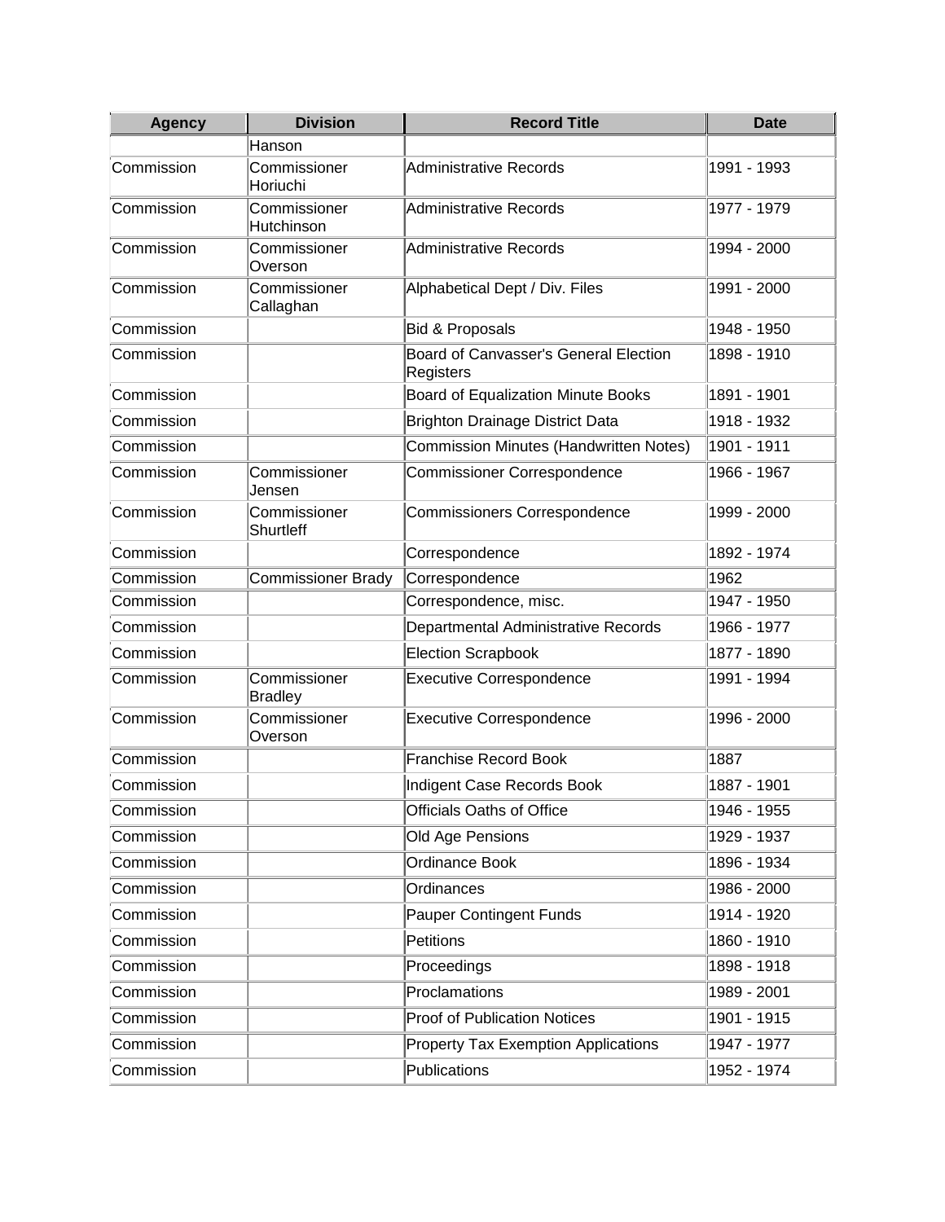| Agency | Division | Record Title | Date |
|---|---|---|---|
| | Hanson | | |
| Commission | Commissioner Horiuchi | Administrative Records | 1991 - 1993 |
| Commission | Commissioner Hutchinson | Administrative Records | 1977 - 1979 |
| Commission | Commissioner Overson | Administrative Records | 1994 - 2000 |
| Commission | Commissioner Callaghan | Alphabetical Dept / Div. Files | 1991 - 2000 |
| Commission | | Bid & Proposals | 1948 - 1950 |
| Commission | | Board of Canvasser's General Election Registers | 1898 - 1910 |
| Commission | | Board of Equalization Minute Books | 1891 - 1901 |
| Commission | | Brighton Drainage District Data | 1918 - 1932 |
| Commission | | Commission Minutes (Handwritten Notes) | 1901 - 1911 |
| Commission | Commissioner Jensen | Commissioner Correspondence | 1966 - 1967 |
| Commission | Commissioner Shurtleff | Commissioners Correspondence | 1999 - 2000 |
| Commission | | Correspondence | 1892 - 1974 |
| Commission | Commissioner Brady | Correspondence | 1962 |
| Commission | | Correspondence, misc. | 1947 - 1950 |
| Commission | | Departmental Administrative Records | 1966 - 1977 |
| Commission | | Election Scrapbook | 1877 - 1890 |
| Commission | Commissioner Bradley | Executive Correspondence | 1991 - 1994 |
| Commission | Commissioner Overson | Executive Correspondence | 1996 - 2000 |
| Commission | | Franchise Record Book | 1887 |
| Commission | | Indigent Case Records Book | 1887 - 1901 |
| Commission | | Officials Oaths of Office | 1946 - 1955 |
| Commission | | Old Age Pensions | 1929 - 1937 |
| Commission | | Ordinance Book | 1896 - 1934 |
| Commission | | Ordinances | 1986 - 2000 |
| Commission | | Pauper Contingent Funds | 1914 - 1920 |
| Commission | | Petitions | 1860 - 1910 |
| Commission | | Proceedings | 1898 - 1918 |
| Commission | | Proclamations | 1989 - 2001 |
| Commission | | Proof of Publication Notices | 1901 - 1915 |
| Commission | | Property Tax Exemption Applications | 1947 - 1977 |
| Commission | | Publications | 1952 - 1974 |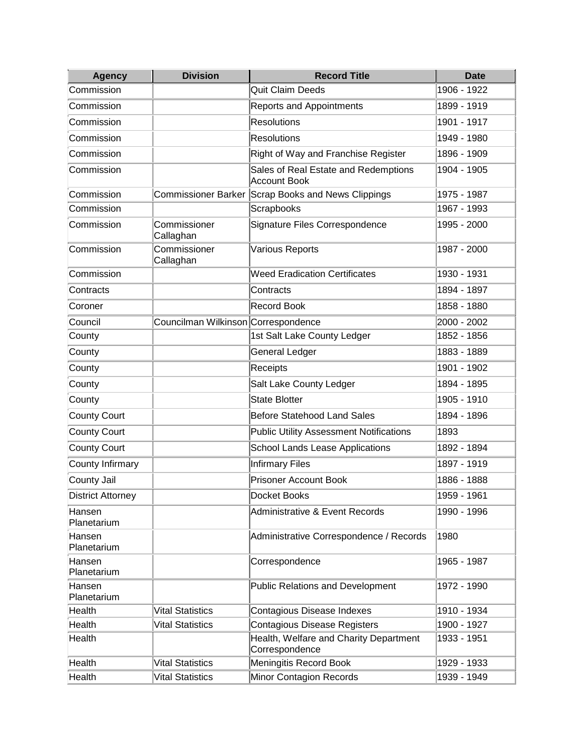| Agency | Division | Record Title | Date |
|---|---|---|---|
| Commission | | Quit Claim Deeds | 1906 - 1922 |
| Commission | | Reports and Appointments | 1899 - 1919 |
| Commission | | Resolutions | 1901 - 1917 |
| Commission | | Resolutions | 1949 - 1980 |
| Commission | | Right of Way and Franchise Register | 1896 - 1909 |
| Commission | | Sales of Real Estate and Redemptions Account Book | 1904 - 1905 |
| Commission | Commissioner Barker | Scrap Books and News Clippings | 1975 - 1987 |
| Commission | | Scrapbooks | 1967 - 1993 |
| Commission | Commissioner Callaghan | Signature Files Correspondence | 1995 - 2000 |
| Commission | Commissioner Callaghan | Various Reports | 1987 - 2000 |
| Commission | | Weed Eradication Certificates | 1930 - 1931 |
| Contracts | | Contracts | 1894 - 1897 |
| Coroner | | Record Book | 1858 - 1880 |
| Council | Councilman Wilkinson | Correspondence | 2000 - 2002 |
| County | | 1st Salt Lake County Ledger | 1852 - 1856 |
| County | | General Ledger | 1883 - 1889 |
| County | | Receipts | 1901 - 1902 |
| County | | Salt Lake County Ledger | 1894 - 1895 |
| County | | State Blotter | 1905 - 1910 |
| County Court | | Before Statehood Land Sales | 1894 - 1896 |
| County Court | | Public Utility Assessment Notifications | 1893 |
| County Court | | School Lands Lease Applications | 1892 - 1894 |
| County Infirmary | | Infirmary Files | 1897 - 1919 |
| County Jail | | Prisoner Account Book | 1886 - 1888 |
| District Attorney | | Docket Books | 1959 - 1961 |
| Hansen Planetarium | | Administrative & Event Records | 1990 - 1996 |
| Hansen Planetarium | | Administrative Correspondence / Records | 1980 |
| Hansen Planetarium | | Correspondence | 1965 - 1987 |
| Hansen Planetarium | | Public Relations and Development | 1972 - 1990 |
| Health | Vital Statistics | Contagious Disease Indexes | 1910 - 1934 |
| Health | Vital Statistics | Contagious Disease Registers | 1900 - 1927 |
| Health | | Health, Welfare and Charity Department Correspondence | 1933 - 1951 |
| Health | Vital Statistics | Meningitis Record Book | 1929 - 1933 |
| Health | Vital Statistics | Minor Contagion Records | 1939 - 1949 |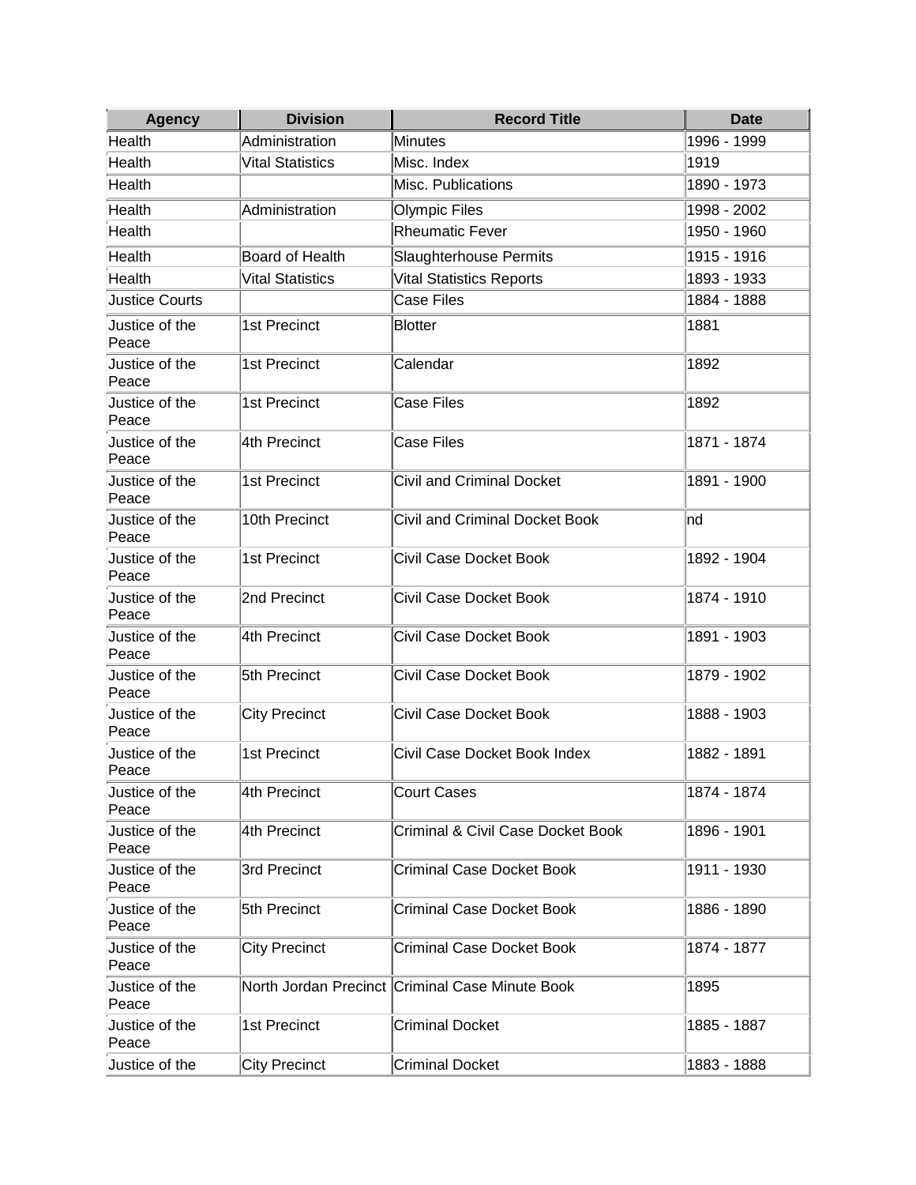| Agency | Division | Record Title | Date |
| --- | --- | --- | --- |
| Health | Administration | Minutes | 1996 - 1999 |
| Health | Vital Statistics | Misc. Index | 1919 |
| Health | | Misc. Publications | 1890 - 1973 |
| Health | Administration | Olympic Files | 1998 - 2002 |
| Health | | Rheumatic Fever | 1950 - 1960 |
| Health | Board of Health | Slaughterhouse Permits | 1915 - 1916 |
| Health | Vital Statistics | Vital Statistics Reports | 1893 - 1933 |
| Justice Courts | | Case Files | 1884 - 1888 |
| Justice of the Peace | 1st Precinct | Blotter | 1881 |
| Justice of the Peace | 1st Precinct | Calendar | 1892 |
| Justice of the Peace | 1st Precinct | Case Files | 1892 |
| Justice of the Peace | 4th Precinct | Case Files | 1871 - 1874 |
| Justice of the Peace | 1st Precinct | Civil and Criminal Docket | 1891 - 1900 |
| Justice of the Peace | 10th Precinct | Civil and Criminal Docket Book | nd |
| Justice of the Peace | 1st Precinct | Civil Case Docket Book | 1892 - 1904 |
| Justice of the Peace | 2nd Precinct | Civil Case Docket Book | 1874 - 1910 |
| Justice of the Peace | 4th Precinct | Civil Case Docket Book | 1891 - 1903 |
| Justice of the Peace | 5th Precinct | Civil Case Docket Book | 1879 - 1902 |
| Justice of the Peace | City Precinct | Civil Case Docket Book | 1888 - 1903 |
| Justice of the Peace | 1st Precinct | Civil Case Docket Book Index | 1882 - 1891 |
| Justice of the Peace | 4th Precinct | Court Cases | 1874 - 1874 |
| Justice of the Peace | 4th Precinct | Criminal & Civil Case Docket Book | 1896 - 1901 |
| Justice of the Peace | 3rd Precinct | Criminal Case Docket Book | 1911 - 1930 |
| Justice of the Peace | 5th Precinct | Criminal Case Docket Book | 1886 - 1890 |
| Justice of the Peace | City Precinct | Criminal Case Docket Book | 1874 - 1877 |
| Justice of the Peace | North Jordan Precinct | Criminal Case Minute Book | 1895 |
| Justice of the Peace | 1st Precinct | Criminal Docket | 1885 - 1887 |
| Justice of the | City Precinct | Criminal Docket | 1883 - 1888 |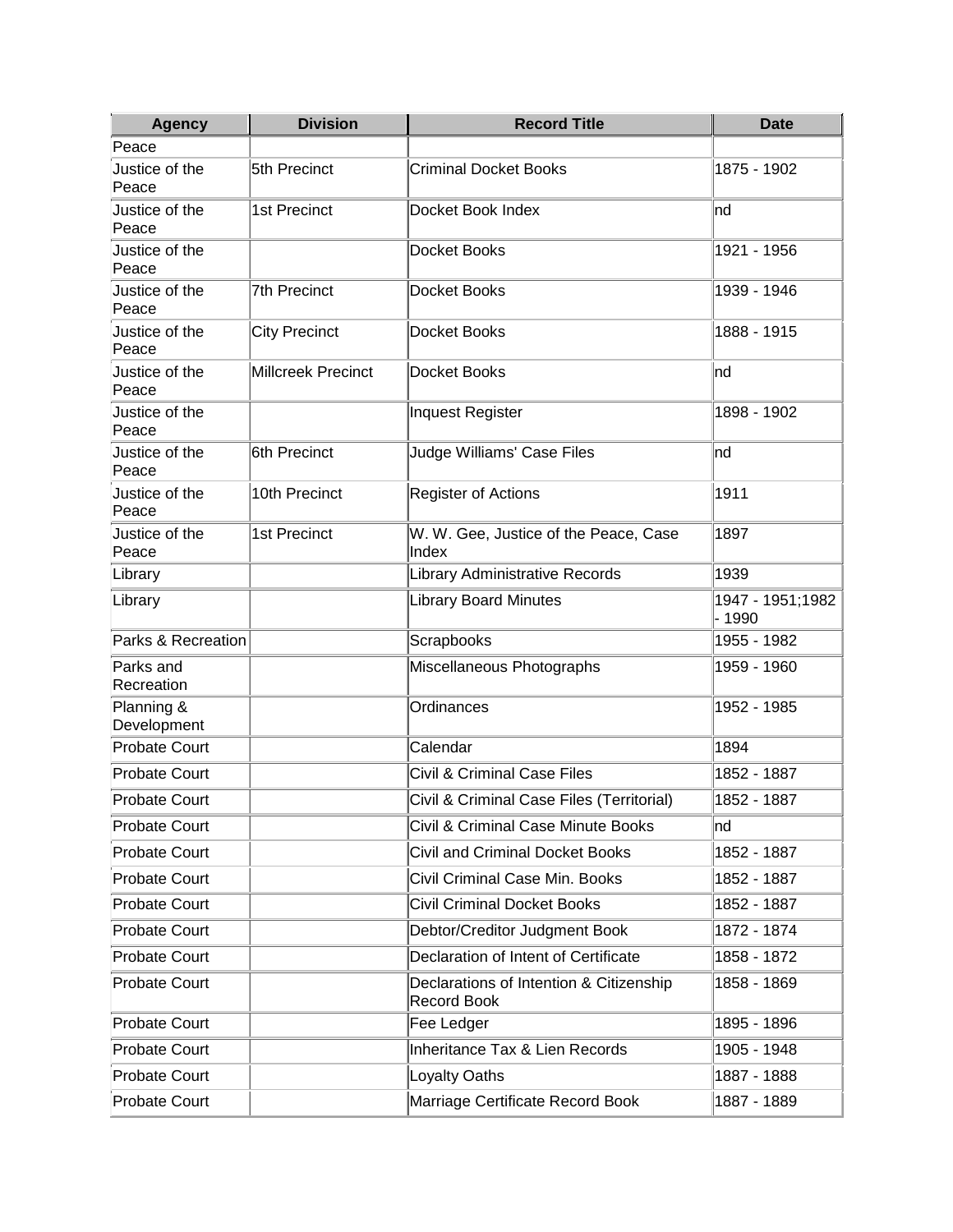| Agency | Division | Record Title | Date |
|---|---|---|---|
| Peace | | | |
| Justice of the Peace | 5th Precinct | Criminal Docket Books | 1875 - 1902 |
| Justice of the Peace | 1st Precinct | Docket Book Index | nd |
| Justice of the Peace | | Docket Books | 1921 - 1956 |
| Justice of the Peace | 7th Precinct | Docket Books | 1939 - 1946 |
| Justice of the Peace | City Precinct | Docket Books | 1888 - 1915 |
| Justice of the Peace | Millcreek Precinct | Docket Books | nd |
| Justice of the Peace | | Inquest Register | 1898 - 1902 |
| Justice of the Peace | 6th Precinct | Judge Williams' Case Files | nd |
| Justice of the Peace | 10th Precinct | Register of Actions | 1911 |
| Justice of the Peace | 1st Precinct | W. W. Gee, Justice of the Peace, Case Index | 1897 |
| Library | | Library Administrative Records | 1939 |
| Library | | Library Board Minutes | 1947 - 1951;1982 - 1990 |
| Parks & Recreation | | Scrapbooks | 1955 - 1982 |
| Parks and Recreation | | Miscellaneous Photographs | 1959 - 1960 |
| Planning & Development | | Ordinances | 1952 - 1985 |
| Probate Court | | Calendar | 1894 |
| Probate Court | | Civil & Criminal Case Files | 1852 - 1887 |
| Probate Court | | Civil & Criminal Case Files (Territorial) | 1852 - 1887 |
| Probate Court | | Civil & Criminal Case Minute Books | nd |
| Probate Court | | Civil and Criminal Docket Books | 1852 - 1887 |
| Probate Court | | Civil Criminal Case Min. Books | 1852 - 1887 |
| Probate Court | | Civil Criminal Docket Books | 1852 - 1887 |
| Probate Court | | Debtor/Creditor Judgment Book | 1872 - 1874 |
| Probate Court | | Declaration of Intent of Certificate | 1858 - 1872 |
| Probate Court | | Declarations of Intention & Citizenship Record Book | 1858 - 1869 |
| Probate Court | | Fee Ledger | 1895 - 1896 |
| Probate Court | | Inheritance Tax & Lien Records | 1905 - 1948 |
| Probate Court | | Loyalty Oaths | 1887 - 1888 |
| Probate Court | | Marriage Certificate Record Book | 1887 - 1889 |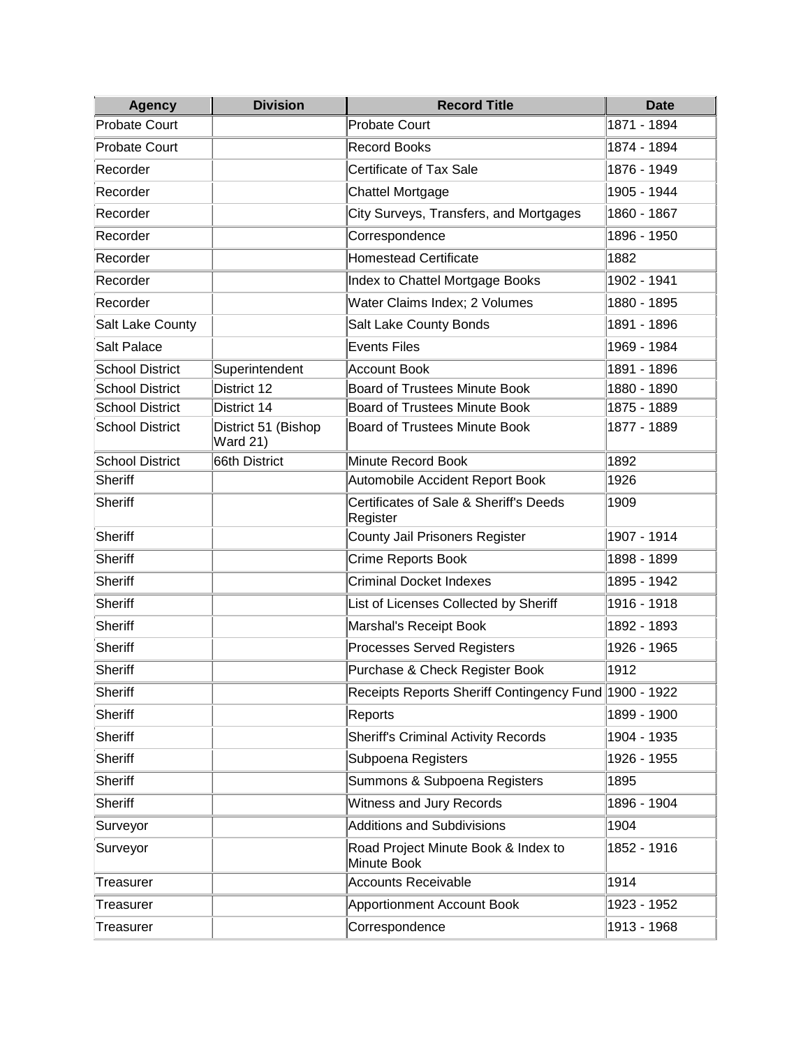| Agency | Division | Record Title | Date |
|---|---|---|---|
| Probate Court | | Probate Court | 1871 - 1894 |
| Probate Court | | Record Books | 1874 - 1894 |
| Recorder | | Certificate of Tax Sale | 1876 - 1949 |
| Recorder | | Chattel Mortgage | 1905 - 1944 |
| Recorder | | City Surveys, Transfers, and Mortgages | 1860 - 1867 |
| Recorder | | Correspondence | 1896 - 1950 |
| Recorder | | Homestead Certificate | 1882 |
| Recorder | | Index to Chattel Mortgage Books | 1902 - 1941 |
| Recorder | | Water Claims Index; 2 Volumes | 1880 - 1895 |
| Salt Lake County | | Salt Lake County Bonds | 1891 - 1896 |
| Salt Palace | | Events Files | 1969 - 1984 |
| School District | Superintendent | Account Book | 1891 - 1896 |
| School District | District 12 | Board of Trustees Minute Book | 1880 - 1890 |
| School District | District 14 | Board of Trustees Minute Book | 1875 - 1889 |
| School District | District 51 (Bishop Ward 21) | Board of Trustees Minute Book | 1877 - 1889 |
| School District | 66th District | Minute Record Book | 1892 |
| Sheriff | | Automobile Accident Report Book | 1926 |
| Sheriff | | Certificates of Sale & Sheriff's Deeds Register | 1909 |
| Sheriff | | County Jail Prisoners Register | 1907 - 1914 |
| Sheriff | | Crime Reports Book | 1898 - 1899 |
| Sheriff | | Criminal Docket Indexes | 1895 - 1942 |
| Sheriff | | List of Licenses Collected by Sheriff | 1916 - 1918 |
| Sheriff | | Marshal's Receipt Book | 1892 - 1893 |
| Sheriff | | Processes Served Registers | 1926 - 1965 |
| Sheriff | | Purchase & Check Register Book | 1912 |
| Sheriff | | Receipts Reports Sheriff Contingency Fund | 1900 - 1922 |
| Sheriff | | Reports | 1899 - 1900 |
| Sheriff | | Sheriff's Criminal Activity Records | 1904 - 1935 |
| Sheriff | | Subpoena Registers | 1926 - 1955 |
| Sheriff | | Summons & Subpoena Registers | 1895 |
| Sheriff | | Witness and Jury Records | 1896 - 1904 |
| Surveyor | | Additions and Subdivisions | 1904 |
| Surveyor | | Road Project Minute Book & Index to Minute Book | 1852 - 1916 |
| Treasurer | | Accounts Receivable | 1914 |
| Treasurer | | Apportionment Account Book | 1923 - 1952 |
| Treasurer | | Correspondence | 1913 - 1968 |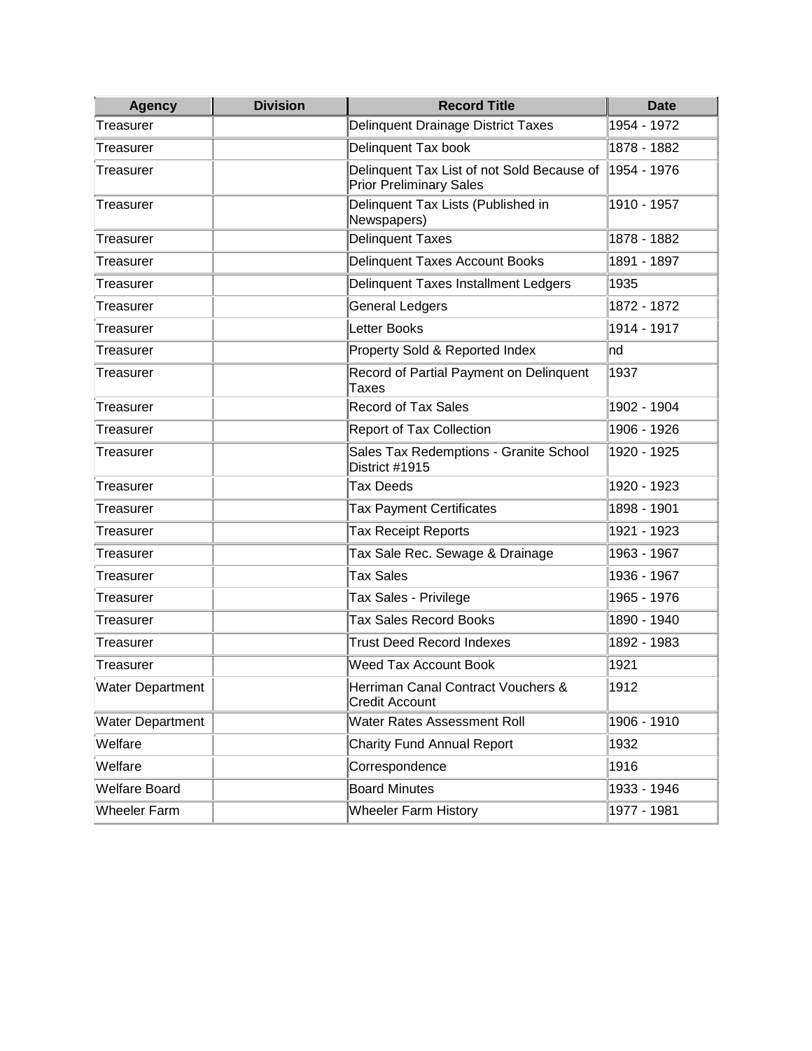| Agency | Division | Record Title | Date |
|---|---|---|---|
| Treasurer | | Delinquent Drainage District Taxes | 1954 - 1972 |
| Treasurer | | Delinquent Tax book | 1878 - 1882 |
| Treasurer | | Delinquent Tax List of not Sold Because of Prior Preliminary Sales | 1954 - 1976 |
| Treasurer | | Delinquent Tax Lists (Published in Newspapers) | 1910 - 1957 |
| Treasurer | | Delinquent Taxes | 1878 - 1882 |
| Treasurer | | Delinquent Taxes Account Books | 1891 - 1897 |
| Treasurer | | Delinquent Taxes Installment Ledgers | 1935 |
| Treasurer | | General Ledgers | 1872 - 1872 |
| Treasurer | | Letter Books | 1914 - 1917 |
| Treasurer | | Property Sold & Reported Index | nd |
| Treasurer | | Record of Partial Payment on Delinquent Taxes | 1937 |
| Treasurer | | Record of Tax Sales | 1902 - 1904 |
| Treasurer | | Report of Tax Collection | 1906 - 1926 |
| Treasurer | | Sales Tax Redemptions - Granite School District #1915 | 1920 - 1925 |
| Treasurer | | Tax Deeds | 1920 - 1923 |
| Treasurer | | Tax Payment Certificates | 1898 - 1901 |
| Treasurer | | Tax Receipt Reports | 1921 - 1923 |
| Treasurer | | Tax Sale Rec. Sewage & Drainage | 1963 - 1967 |
| Treasurer | | Tax Sales | 1936 - 1967 |
| Treasurer | | Tax Sales - Privilege | 1965 - 1976 |
| Treasurer | | Tax Sales Record Books | 1890 - 1940 |
| Treasurer | | Trust Deed Record Indexes | 1892 - 1983 |
| Treasurer | | Weed Tax Account Book | 1921 |
| Water Department | | Herriman Canal Contract Vouchers & Credit Account | 1912 |
| Water Department | | Water Rates Assessment Roll | 1906 - 1910 |
| Welfare | | Charity Fund Annual Report | 1932 |
| Welfare | | Correspondence | 1916 |
| Welfare Board | | Board Minutes | 1933 - 1946 |
| Wheeler Farm | | Wheeler Farm History | 1977 - 1981 |